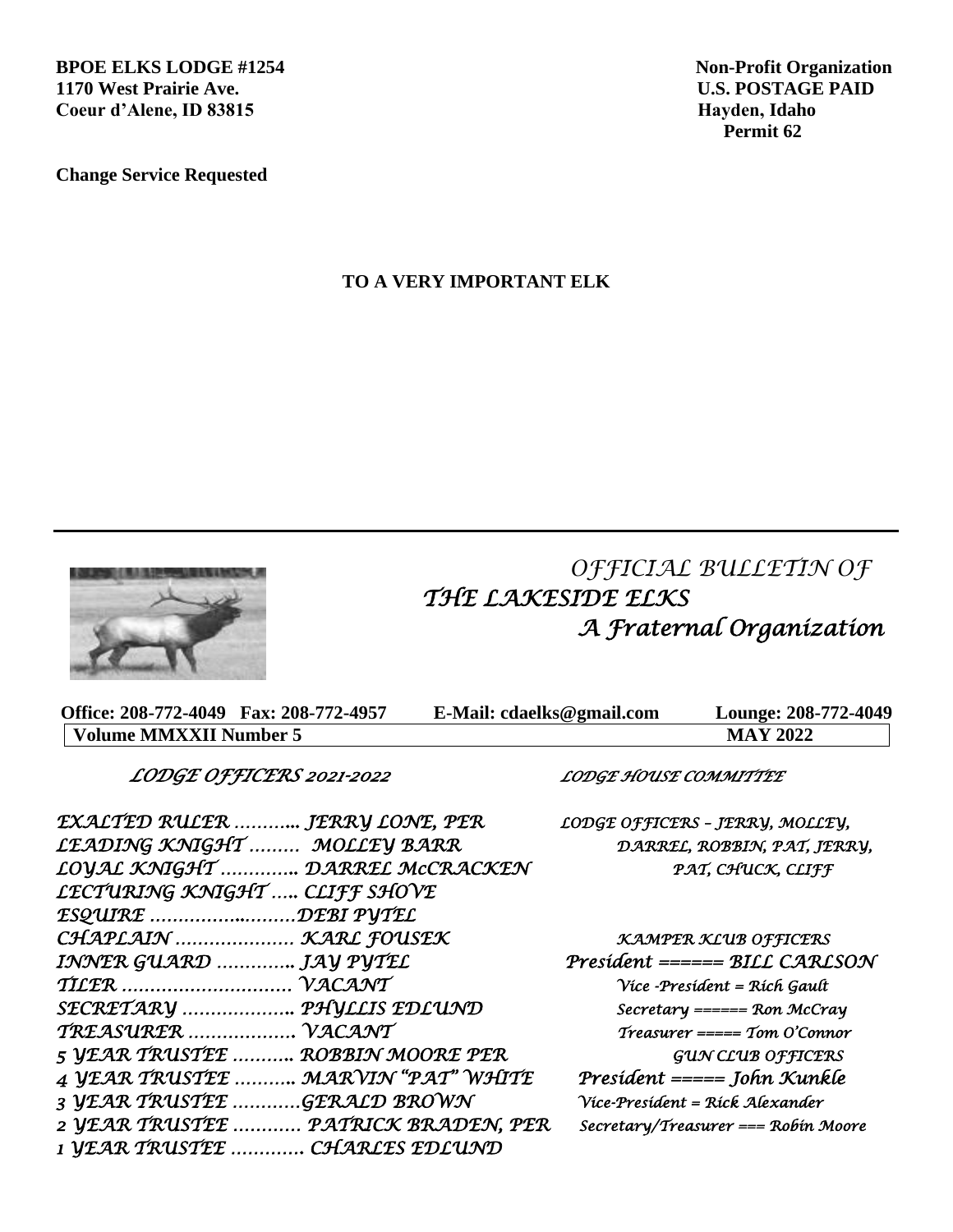**BPOE ELKS LODGE #1254**
**1170 West Prairie Ave.**
**Coeur d'Alene, ID 83815**

**Non-Profit Organization**
**U.S. POSTAGE PAID**
**Hayden, Idaho**
**Permit 62**

**Change Service Requested**

**TO A VERY IMPORTANT ELK**

---

# *OFFICIAL BULLETIN OF THE LAKESIDE ELKS*
## *A Fraternal Organization*

**Office: 208-772-4049 Fax: 208-772-4957 E-Mail: cdaelks@gmail.com Lounge: 208-772-4049**

**Volume MMXXII Number 5 — MAY 2022**

### *LODGE OFFICERS 2021-2022*

*EXALTED RULER ........... JERRY LONE, PER*
*LEADING KNIGHT ......... MOLLEY BARR*
*LOYAL KNIGHT ............. DARREL McCRACKEN*
*LECTURING KNIGHT ..... CLIFF SHOVE*
*ESQUIRE ..........................DEBI PYTEL*
*CHAPLAIN ..................... KARL FOUSEK*
*INNER GUARD ............. JAY PYTEL*
*TILER .............................. VACANT*
*SECRETARY .................... PHYLLIS EDLUND*
*TREASURER ................... VACANT*
*5 YEAR TRUSTEE ........... ROBBIN MOORE PER*
*4 YEAR TRUSTEE ........... MARVIN "PAT" WHITE*
*3 YEAR TRUSTEE ............GERALD BROWN*
*2 YEAR TRUSTEE ............ PATRICK BRADEN, PER*
*1 YEAR TRUSTEE ............. CHARLES EDLUND*

### *LODGE HOUSE COMMITTEE*

*LODGE OFFICERS – JERRY, MOLLEY, DARREL, ROBBIN, PAT, JERRY, PAT, CHUCK, CLIFF*

### *KAMPER KLUB OFFICERS*

*President ====== BILL CARLSON*
*Vice -President = Rich Gault*
*Secretary ====== Ron McCray*
*Treasurer ===== Tom O'Connor*

### *GUN CLUB OFFICERS*

*President ===== John Kunkle*
*Vice-President = Rick Alexander*
*Secretary/Treasurer === Robin Moore*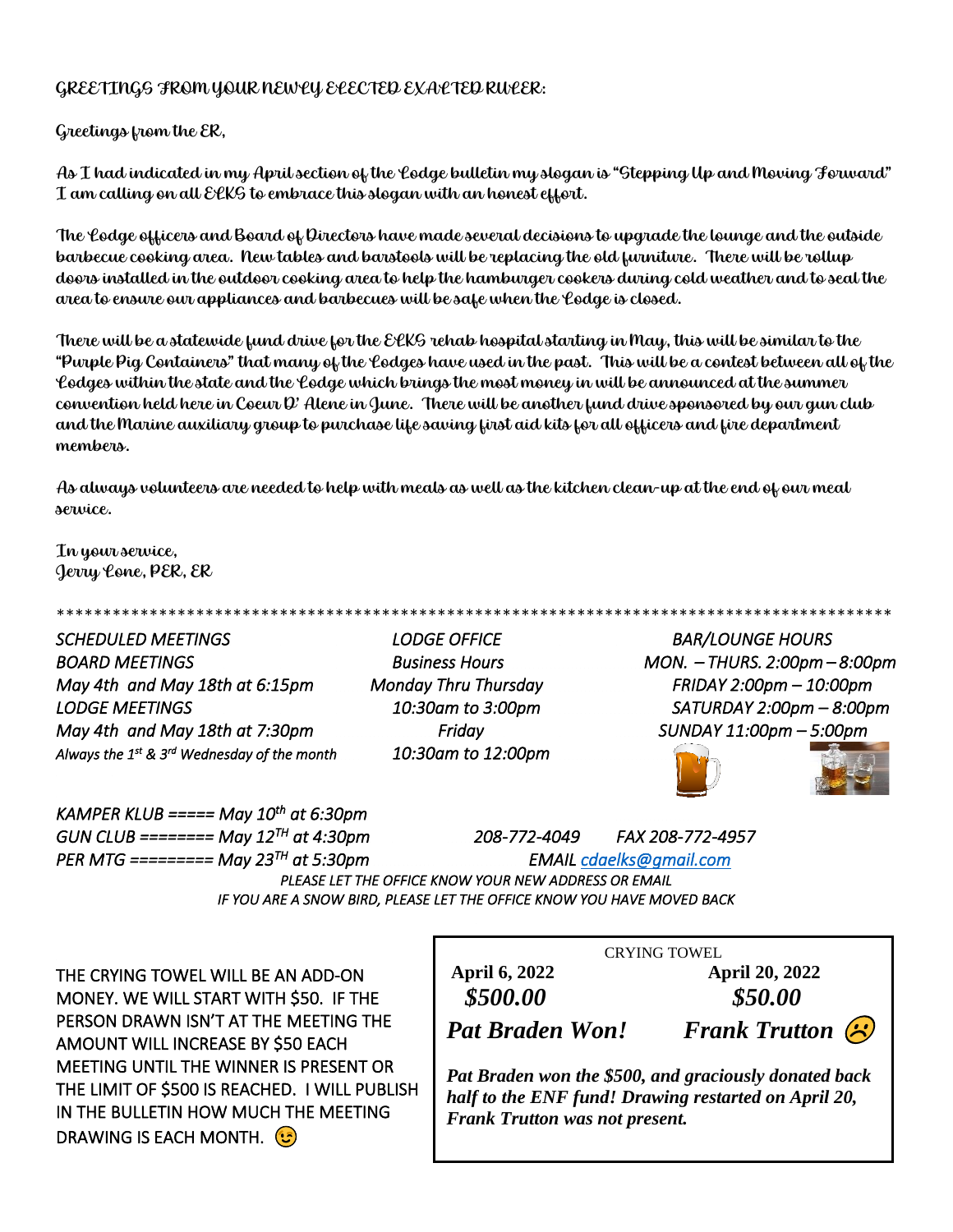## GREETINGS FROM YOUR NEWLY ELECTED EXALTED RULER:

Greetings from the ER,

As I had indicated in my April section of the Lodge bulletin my slogan is "Stepping Up and Moving Forward" I am calling on all ELKS to embrace this slogan with an honest effort.

The Lodge officers and Board of Directors have made several decisions to upgrade the lounge and the outside barbecue cooking area. New tables and barstools will be replacing the old furniture. There will be rollup doors installed in the outdoor cooking area to help the hamburger cookers during cold weather and to seal the area to ensure our appliances and barbecues will be safe when the Lodge is closed.

There will be a statewide fund drive for the ELKS rehab hospital starting in May, this will be similar to the "Purple Pig Containers" that many of the Lodges have used in the past. This will be a contest between all of the Lodges within the state and the Lodge which brings the most money in will be announced at the summer convention held here in Coeur D' Alene in June. There will be another fund drive sponsored by our gun club and the Marine auxiliary group to purchase life saving first aid kits for all officers and fire department members.

As always volunteers are needed to help with meals as well as the kitchen clean-up at the end of our meal service.

In your service,
Jerry Lone, PER, ER

*************************************************************************************************

*SCHEDULED MEETINGS*
*BOARD MEETINGS*
*May 4th and May 18th at 6:15pm*
*LODGE MEETINGS*
*May 4th and May 18th at 7:30pm*
*Always the 1st & 3rd Wednesday of the month*

*LODGE OFFICE*
*Business Hours*
*Monday Thru Thursday*
*10:30am to 3:00pm*
*Friday*
*10:30am to 12:00pm*

*BAR/LOUNGE HOURS*
*MON. – THURS. 2:00pm – 8:00pm*
*FRIDAY 2:00pm – 10:00pm*
*SATURDAY 2:00pm – 8:00pm*
*SUNDAY 11:00pm – 5:00pm*

*KAMPER KLUB ===== May 10th at 6:30pm*
*GUN CLUB ======== May 12TH at 4:30pm*
*PER MTG ========= May 23TH at 5:30pm*

*208-772-4049 FAX 208-772-4957*
*EMAIL cdaelks@gmail.com*

*PLEASE LET THE OFFICE KNOW YOUR NEW ADDRESS OR EMAIL*
*IF YOU ARE A SNOW BIRD, PLEASE LET THE OFFICE KNOW YOU HAVE MOVED BACK*

THE CRYING TOWEL WILL BE AN ADD-ON MONEY. WE WILL START WITH $50. IF THE PERSON DRAWN ISN'T AT THE MEETING THE AMOUNT WILL INCREASE BY $50 EACH MEETING UNTIL THE WINNER IS PRESENT OR THE LIMIT OF $500 IS REACHED. I WILL PUBLISH IN THE BULLETIN HOW MUCH THE MEETING DRAWING IS EACH MONTH. 😉

CRYING TOWEL

| **April 6, 2022** | **April 20, 2022** |
|---|---|
| ***$500.00*** | ***$50.00*** |
| ***Pat Braden Won!*** | ***Frank Trutton*** ☹ |

***Pat Braden won the $500, and graciously donated back half to the ENF fund! Drawing restarted on April 20, Frank Trutton was not present.***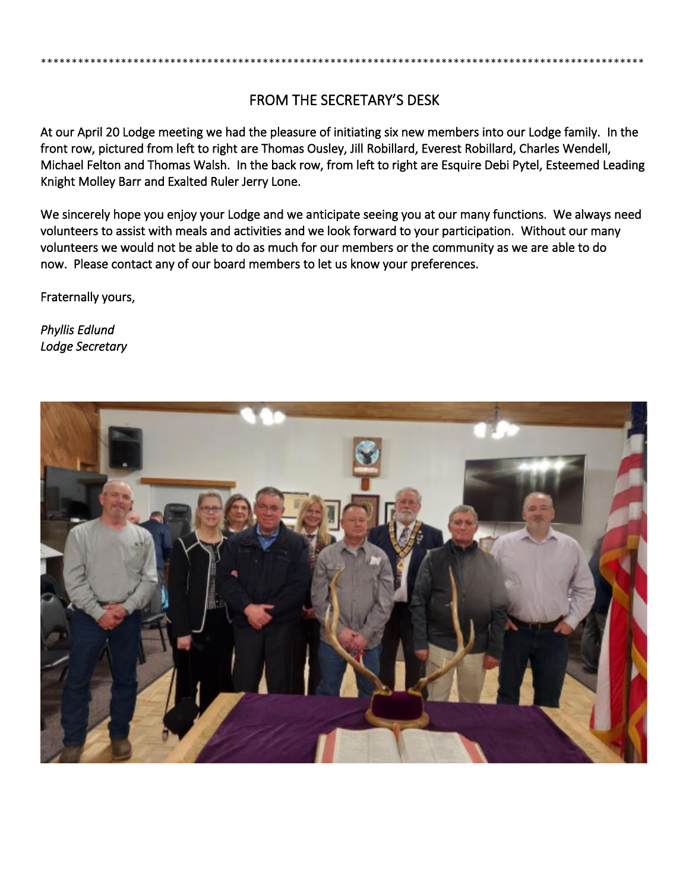****************************************************************************************************

## FROM THE SECRETARY'S DESK

At our April 20 Lodge meeting we had the pleasure of initiating six new members into our Lodge family. In the front row, pictured from left to right are Thomas Ousley, Jill Robillard, Everest Robillard, Charles Wendell, Michael Felton and Thomas Walsh. In the back row, from left to right are Esquire Debi Pytel, Esteemed Leading Knight Molley Barr and Exalted Ruler Jerry Lone.

We sincerely hope you enjoy your Lodge and we anticipate seeing you at our many functions. We always need volunteers to assist with meals and activities and we look forward to your participation. Without our many volunteers we would not be able to do as much for our members or the community as we are able to do now. Please contact any of our board members to let us know your preferences.

Fraternally yours,

*Phyllis Edlund*
*Lodge Secretary*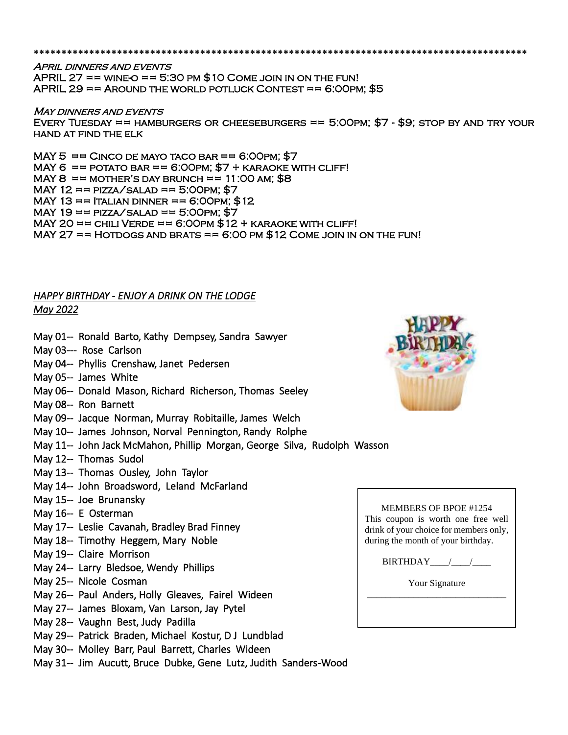*****************************************************************************************

*April dinners and events*

APRIL 27 == wine-o == 5:30 pm $10 Come join in on the fun!
APRIL 29 == Around the world potluck Contest == 6:00pm; $5

*May dinners and events*

Every Tuesday == hamburgers or cheeseburgers == 5:00pm; $7 - $9; stop by and try your hand at find the elk

MAY 5 == Cinco de mayo taco bar == 6:00pm; $7
MAY 6 == potato bar == 6:00pm; $7 + karaoke with cliff!
MAY 8 == mother's day brunch == 11:00 am; $8
MAY 12 == pizza/salad == 5:00pm; $7
MAY 13 == Italian dinner == 6:00pm; $12
MAY 19 == pizza/salad == 5:00pm; $7
MAY 20 == chili Verde == 6:00pm $12 + karaoke with cliff!
MAY 27 == Hotdogs and brats == 6:00 pm $12 Come join in on the fun!

***HAPPY BIRTHDAY - ENJOY A DRINK ON THE LODGE***
***May 2022***

May 01-- Ronald Barto, Kathy Dempsey, Sandra Sawyer
May 03--- Rose Carlson
May 04-- Phyllis Crenshaw, Janet Pedersen
May 05-- James White
May 06-- Donald Mason, Richard Richerson, Thomas Seeley
May 08-- Ron Barnett
May 09-- Jacque Norman, Murray Robitaille, James Welch
May 10-- James Johnson, Norval Pennington, Randy Rolphe
May 11-- John Jack McMahon, Phillip Morgan, George Silva, Rudolph Wasson
May 12-- Thomas Sudol
May 13-- Thomas Ousley, John Taylor
May 14-- John Broadsword, Leland McFarland
May 15-- Joe Brunansky
May 16-- E Osterman
May 17-- Leslie Cavanah, Bradley Brad Finney
May 18-- Timothy Heggem, Mary Noble
May 19-- Claire Morrison
May 24-- Larry Bledsoe, Wendy Phillips
May 25-- Nicole Cosman
May 26-- Paul Anders, Holly Gleaves, Fairel Wideen
May 27-- James Bloxam, Van Larson, Jay Pytel
May 28-- Vaughn Best, Judy Padilla
May 29-- Patrick Braden, Michael Kostur, D J Lundblad
May 30-- Molley Barr, Paul Barrett, Charles Wideen
May 31-- Jim Aucutt, Bruce Dubke, Gene Lutz, Judith Sanders-Wood

MEMBERS OF BPOE #1254

This coupon is worth one free well drink of your choice for members only, during the month of your birthday.

BIRTHDAY____/____/____

Your Signature

_______________________________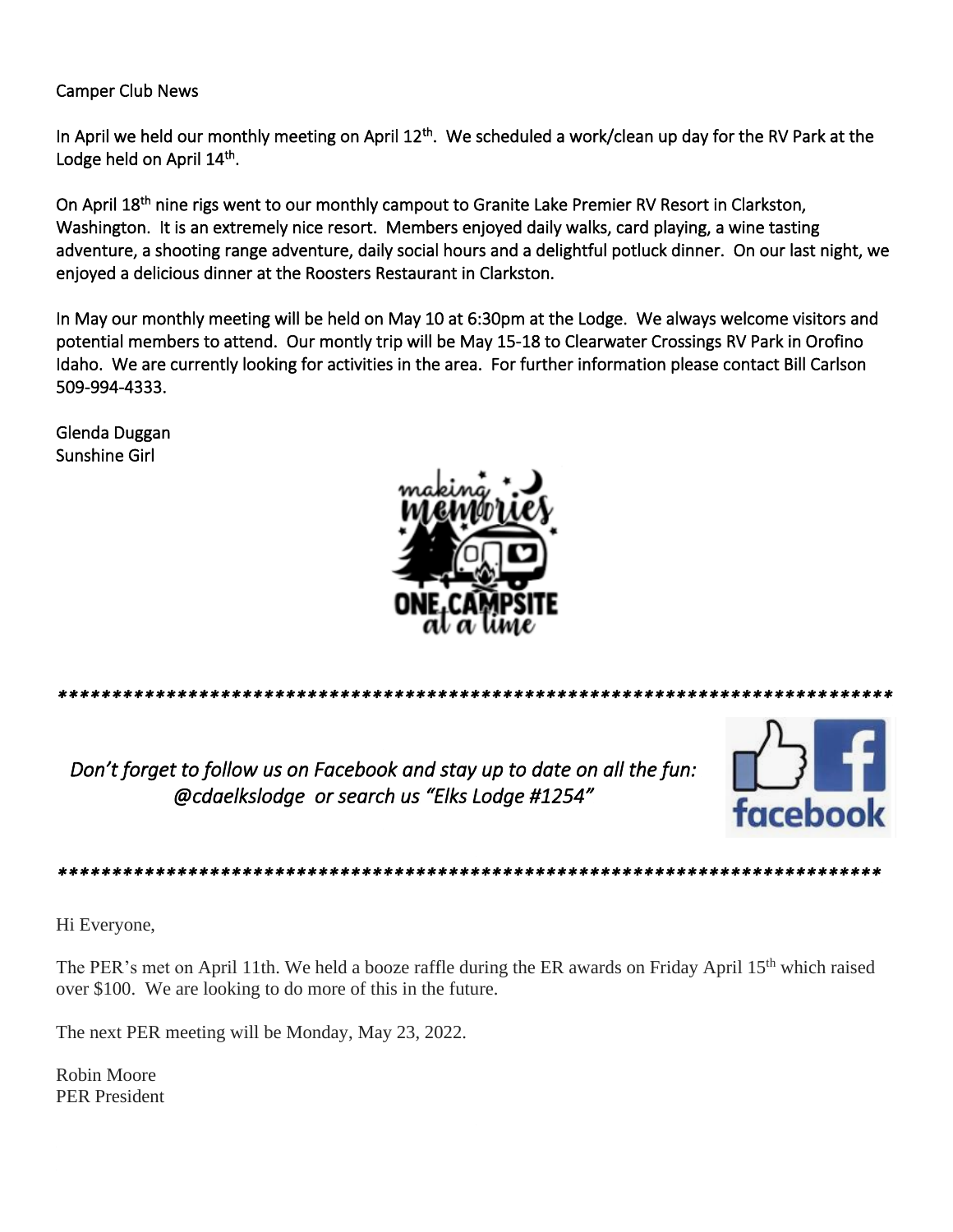Camper Club News

In April we held our monthly meeting on April 12th. We scheduled a work/clean up day for the RV Park at the Lodge held on April 14th.

On April 18th nine rigs went to our monthly campout to Granite Lake Premier RV Resort in Clarkston, Washington. It is an extremely nice resort. Members enjoyed daily walks, card playing, a wine tasting adventure, a shooting range adventure, daily social hours and a delightful potluck dinner. On our last night, we enjoyed a delicious dinner at the Roosters Restaurant in Clarkston.

In May our monthly meeting will be held on May 10 at 6:30pm at the Lodge. We always welcome visitors and potential members to attend. Our montly trip will be May 15-18 to Clearwater Crossings RV Park in Orofino Idaho. We are currently looking for activities in the area. For further information please contact Bill Carlson 509-994-4333.

Glenda Duggan
Sunshine Girl

*********************************************************************************

*Don't forget to follow us on Facebook and stay up to date on all the fun: @cdaelkslodge or search us "Elks Lodge #1254"*

*********************************************************************************

Hi Everyone,

The PER's met on April 11th. We held a booze raffle during the ER awards on Friday April 15th which raised over $100. We are looking to do more of this in the future.

The next PER meeting will be Monday, May 23, 2022.

Robin Moore
PER President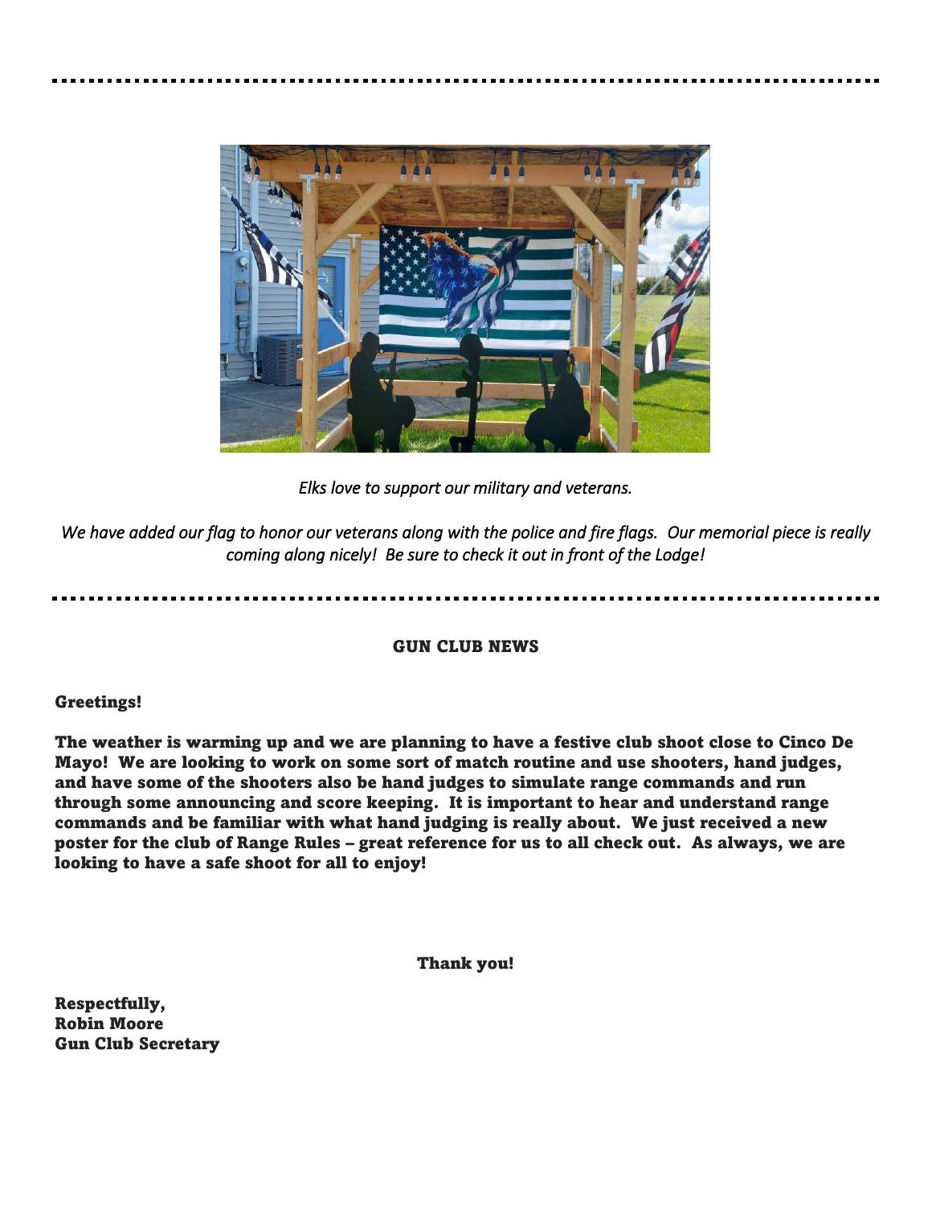---

*Elks love to support our military and veterans.*

*We have added our flag to honor our veterans along with the police and fire flags. Our memorial piece is really coming along nicely! Be sure to check it out in front of the Lodge!*

---

## GUN CLUB NEWS

**Greetings!**

**The weather is warming up and we are planning to have a festive club shoot close to Cinco De Mayo! We are looking to work on some sort of match routine and use shooters, hand judges, and have some of the shooters also be hand judges to simulate range commands and run through some announcing and score keeping. It is important to hear and understand range commands and be familiar with what hand judging is really about. We just received a new poster for the club of Range Rules – great reference for us to all check out. As always, we are looking to have a safe shoot for all to enjoy!**

**Thank you!**

**Respectfully,**
**Robin Moore**
**Gun Club Secretary**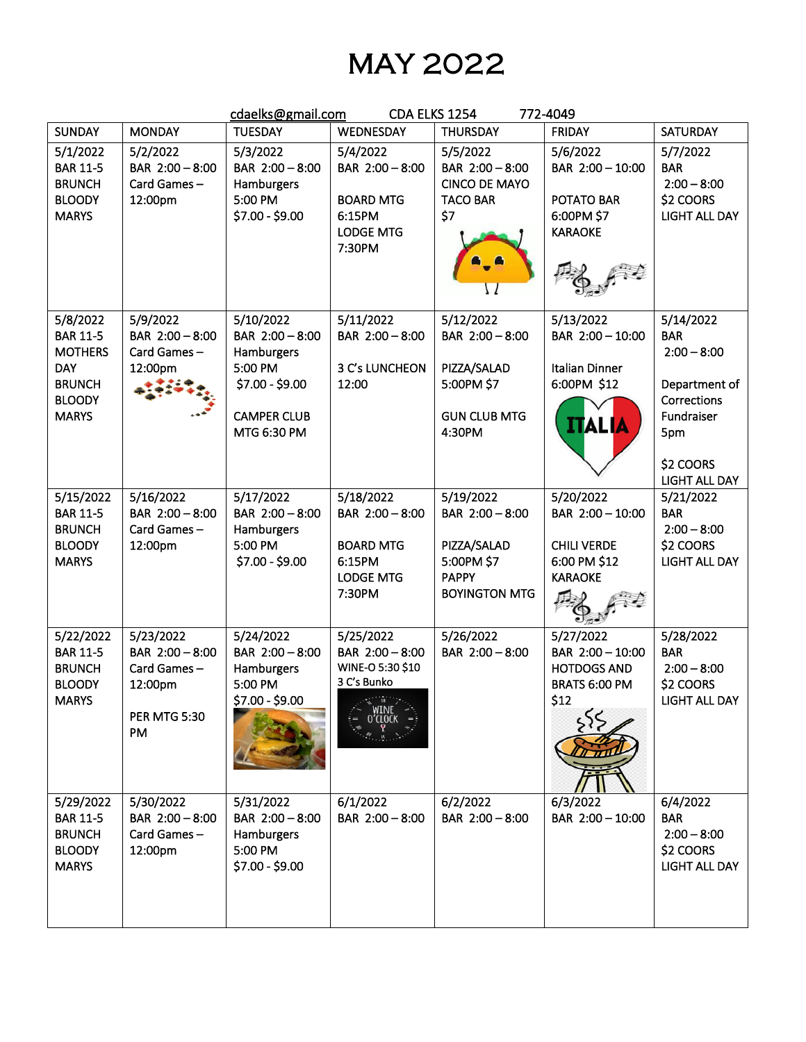# MAY 2022

cdaelks@gmail.com CDA ELKS 1254 772-4049

| SUNDAY | MONDAY | TUESDAY | WEDNESDAY | THURSDAY | FRIDAY | SATURDAY |
|---|---|---|---|---|---|---|
| 5/1/2022 BAR 11-5 BRUNCH BLOODY MARYS | 5/2/2022 BAR 2:00 – 8:00 Card Games – 12:00pm | 5/3/2022 BAR 2:00 – 8:00 Hamburgers 5:00 PM $7.00 - $9.00 | 5/4/2022 BAR 2:00 – 8:00 BOARD MTG 6:15PM LODGE MTG 7:30PM | 5/5/2022 BAR 2:00 – 8:00 CINCO DE MAYO TACO BAR $7 | 5/6/2022 BAR 2:00 – 10:00 POTATO BAR 6:00PM $7 KARAOKE | 5/7/2022 BAR 2:00 – 8:00 $2 COORS LIGHT ALL DAY |
| 5/8/2022 BAR 11-5 MOTHERS DAY BRUNCH BLOODY MARYS | 5/9/2022 BAR 2:00 – 8:00 Card Games – 12:00pm | 5/10/2022 BAR 2:00 – 8:00 Hamburgers 5:00 PM $7.00 - $9.00 CAMPER CLUB MTG 6:30 PM | 5/11/2022 BAR 2:00 – 8:00 3 C's LUNCHEON 12:00 | 5/12/2022 BAR 2:00 – 8:00 PIZZA/SALAD 5:00PM $7 GUN CLUB MTG 4:30PM | 5/13/2022 BAR 2:00 – 10:00 Italian Dinner 6:00PM $12 | 5/14/2022 BAR 2:00 – 8:00 Department of Corrections Fundraiser 5pm $2 COORS LIGHT ALL DAY |
| 5/15/2022 BAR 11-5 BRUNCH BLOODY MARYS | 5/16/2022 BAR 2:00 – 8:00 Card Games – 12:00pm | 5/17/2022 BAR 2:00 – 8:00 Hamburgers 5:00 PM $7.00 - $9.00 | 5/18/2022 BAR 2:00 – 8:00 BOARD MTG 6:15PM LODGE MTG 7:30PM | 5/19/2022 BAR 2:00 – 8:00 PIZZA/SALAD 5:00PM $7 PAPPY BOYINGTON MTG | 5/20/2022 BAR 2:00 – 10:00 CHILI VERDE 6:00 PM $12 KARAOKE | 5/21/2022 BAR 2:00 – 8:00 $2 COORS LIGHT ALL DAY |
| 5/22/2022 BAR 11-5 BRUNCH BLOODY MARYS | 5/23/2022 BAR 2:00 – 8:00 Card Games – 12:00pm PER MTG 5:30 PM | 5/24/2022 BAR 2:00 – 8:00 Hamburgers 5:00 PM $7.00 - $9.00 | 5/25/2022 BAR 2:00 – 8:00 WINE-O 5:30 $10 3 C's Bunko | 5/26/2022 BAR 2:00 – 8:00 | 5/27/2022 BAR 2:00 – 10:00 HOTDOGS AND BRATS 6:00 PM $12 | 5/28/2022 BAR 2:00 – 8:00 $2 COORS LIGHT ALL DAY |
| 5/29/2022 BAR 11-5 BRUNCH BLOODY MARYS | 5/30/2022 BAR 2:00 – 8:00 Card Games – 12:00pm | 5/31/2022 BAR 2:00 – 8:00 Hamburgers 5:00 PM $7.00 - $9.00 | 6/1/2022 BAR 2:00 – 8:00 | 6/2/2022 BAR 2:00 – 8:00 | 6/3/2022 BAR 2:00 – 10:00 | 6/4/2022 BAR 2:00 – 8:00 $2 COORS LIGHT ALL DAY |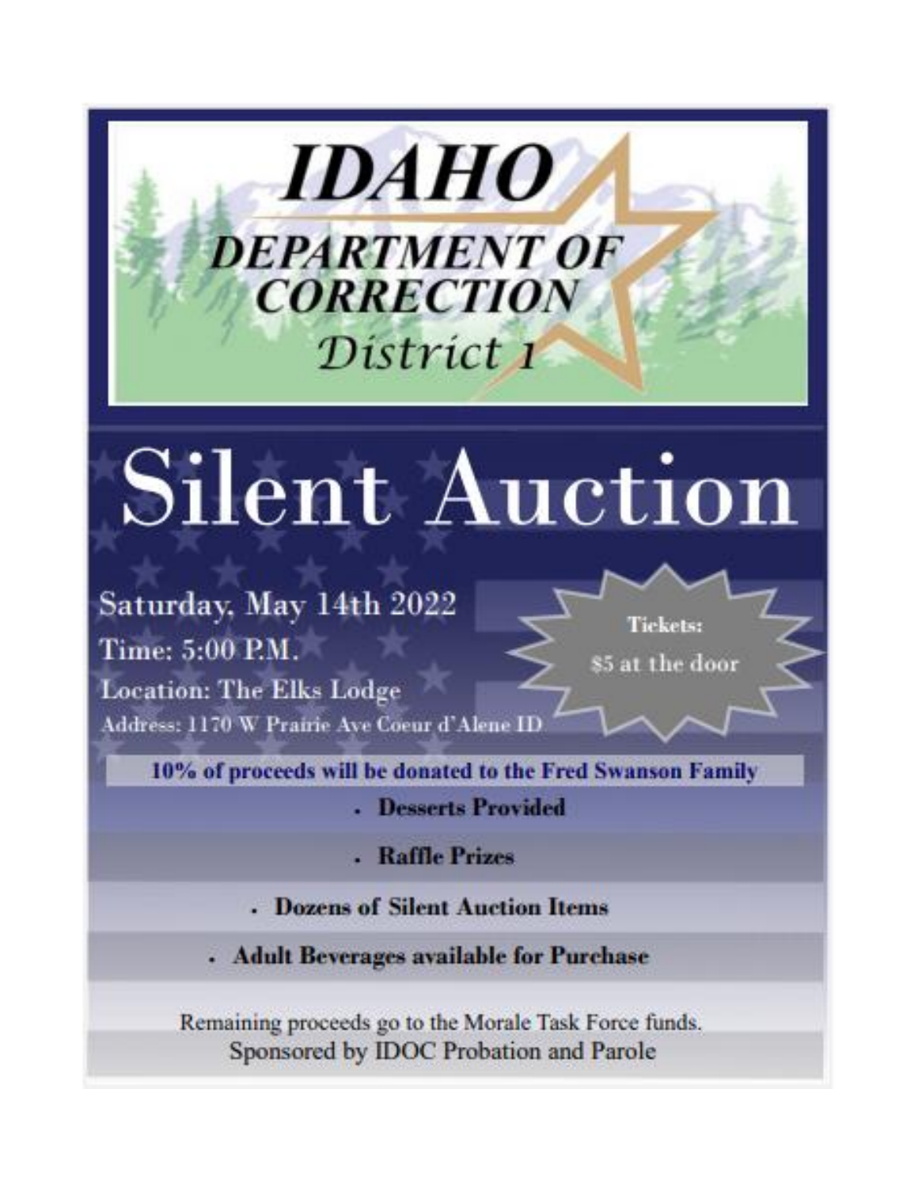# IDAHO DEPARTMENT OF CORRECTION

District 1

# Silent Auction

Saturday, May 14th 2022

Time: 5:00 P.M.

Location: The Elks Lodge

Address: 1170 W Prairie Ave Coeur d'Alene ID

Tickets:
$5 at the door

**10% of proceeds will be donated to the Fred Swanson Family**

- **Desserts Provided**
- **Raffle Prizes**
- **Dozens of Silent Auction Items**
- **Adult Beverages available for Purchase**

Remaining proceeds go to the Morale Task Force funds.
Sponsored by IDOC Probation and Parole